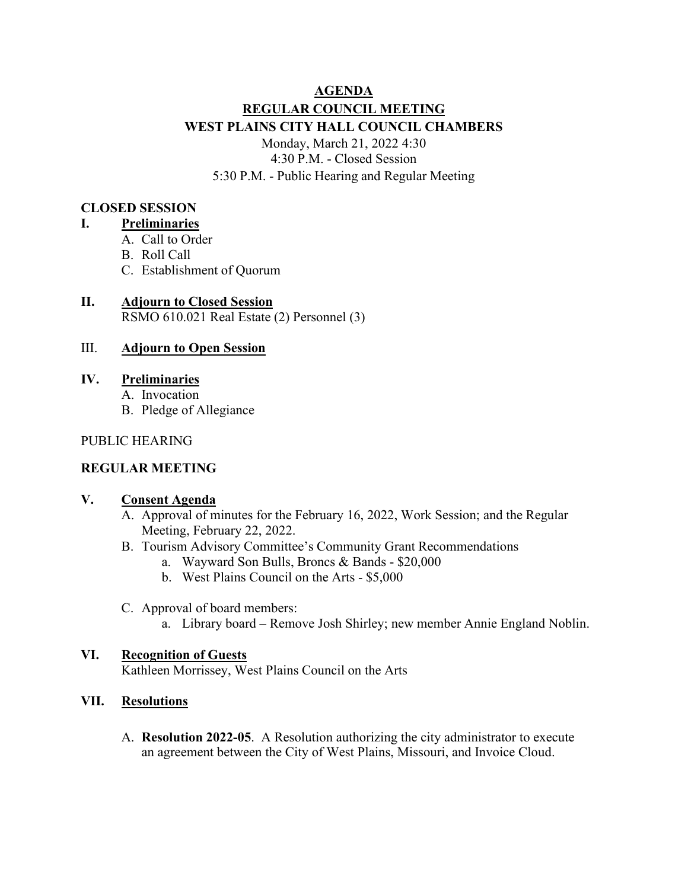# AGENDA

## REGULAR COUNCIL MEETING

## WEST PLAINS CITY HALL COUNCIL CHAMBERS

Monday, March 21, 2022 4:30
4:30 P.M. - Closed Session
5:30 P.M. - Public Hearing and Regular Meeting

**CLOSED SESSION**

**I. Preliminaries**

A. Call to Order
B. Roll Call
C. Establishment of Quorum

**II. Adjourn to Closed Session**

RSMO 610.021 Real Estate (2) Personnel (3)

III. **Adjourn to Open Session**

**IV. Preliminaries**

A. Invocation
B. Pledge of Allegiance

PUBLIC HEARING

**REGULAR MEETING**

**V. Consent Agenda**

A. Approval of minutes for the February 16, 2022, Work Session; and the Regular Meeting, February 22, 2022.
B. Tourism Advisory Committee's Community Grant Recommendations
   a. Wayward Son Bulls, Broncs & Bands - $20,000
   b. West Plains Council on the Arts - $5,000

C. Approval of board members:
   a. Library board – Remove Josh Shirley; new member Annie England Noblin.

**VI. Recognition of Guests**

Kathleen Morrissey, West Plains Council on the Arts

**VII. Resolutions**

A. **Resolution 2022-05**. A Resolution authorizing the city administrator to execute an agreement between the City of West Plains, Missouri, and Invoice Cloud.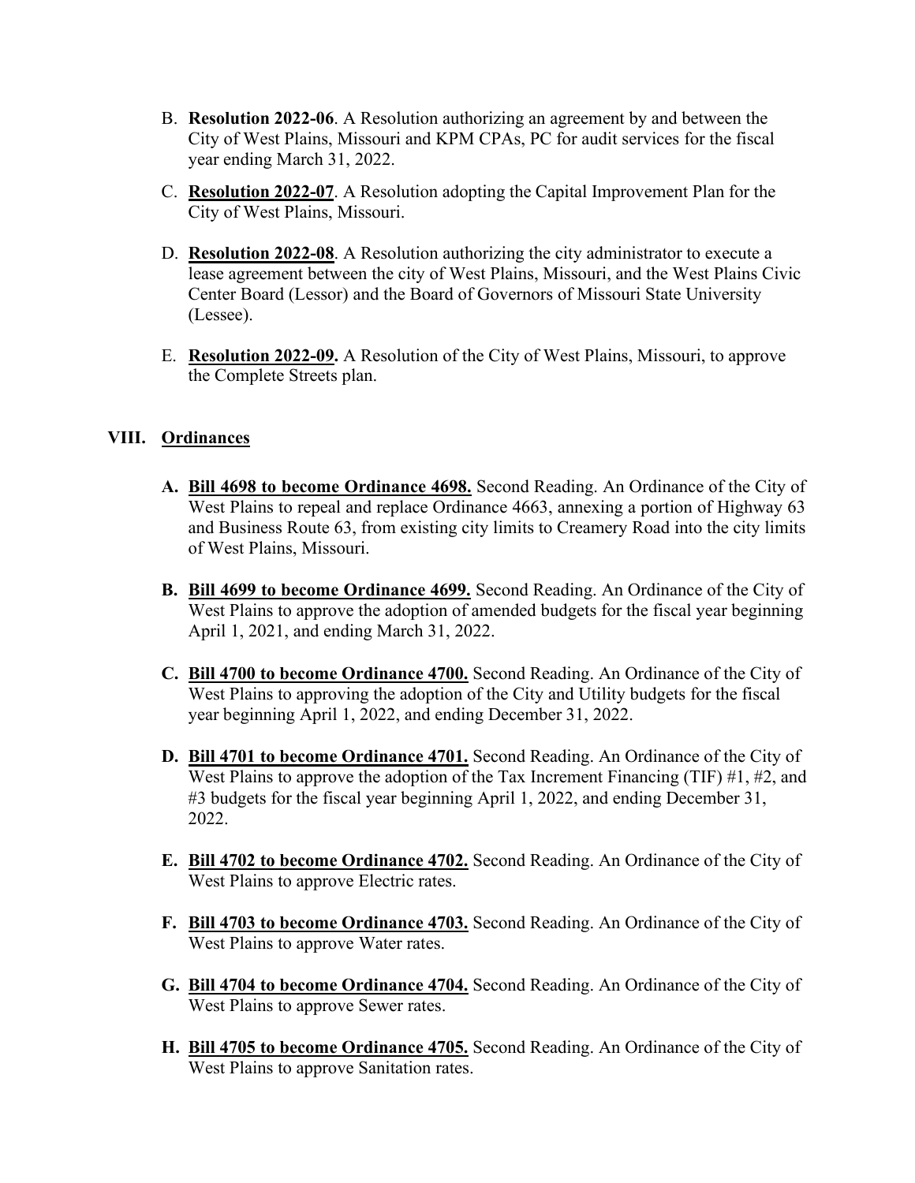B. **Resolution 2022-06**. A Resolution authorizing an agreement by and between the City of West Plains, Missouri and KPM CPAs, PC for audit services for the fiscal year ending March 31, 2022.

C. **Resolution 2022-07**. A Resolution adopting the Capital Improvement Plan for the City of West Plains, Missouri.

D. **Resolution 2022-08**. A Resolution authorizing the city administrator to execute a lease agreement between the city of West Plains, Missouri, and the West Plains Civic Center Board (Lessor) and the Board of Governors of Missouri State University (Lessee).

E. **Resolution 2022-09.** A Resolution of the City of West Plains, Missouri, to approve the Complete Streets plan.

## VIII. Ordinances

**A. Bill 4698 to become Ordinance 4698.** Second Reading. An Ordinance of the City of West Plains to repeal and replace Ordinance 4663, annexing a portion of Highway 63 and Business Route 63, from existing city limits to Creamery Road into the city limits of West Plains, Missouri.

**B. Bill 4699 to become Ordinance 4699.** Second Reading. An Ordinance of the City of West Plains to approve the adoption of amended budgets for the fiscal year beginning April 1, 2021, and ending March 31, 2022.

**C. Bill 4700 to become Ordinance 4700.** Second Reading. An Ordinance of the City of West Plains to approving the adoption of the City and Utility budgets for the fiscal year beginning April 1, 2022, and ending December 31, 2022.

**D. Bill 4701 to become Ordinance 4701.** Second Reading. An Ordinance of the City of West Plains to approve the adoption of the Tax Increment Financing (TIF) #1, #2, and #3 budgets for the fiscal year beginning April 1, 2022, and ending December 31, 2022.

**E. Bill 4702 to become Ordinance 4702.** Second Reading. An Ordinance of the City of West Plains to approve Electric rates.

**F. Bill 4703 to become Ordinance 4703.** Second Reading. An Ordinance of the City of West Plains to approve Water rates.

**G. Bill 4704 to become Ordinance 4704.** Second Reading. An Ordinance of the City of West Plains to approve Sewer rates.

**H. Bill 4705 to become Ordinance 4705.** Second Reading. An Ordinance of the City of West Plains to approve Sanitation rates.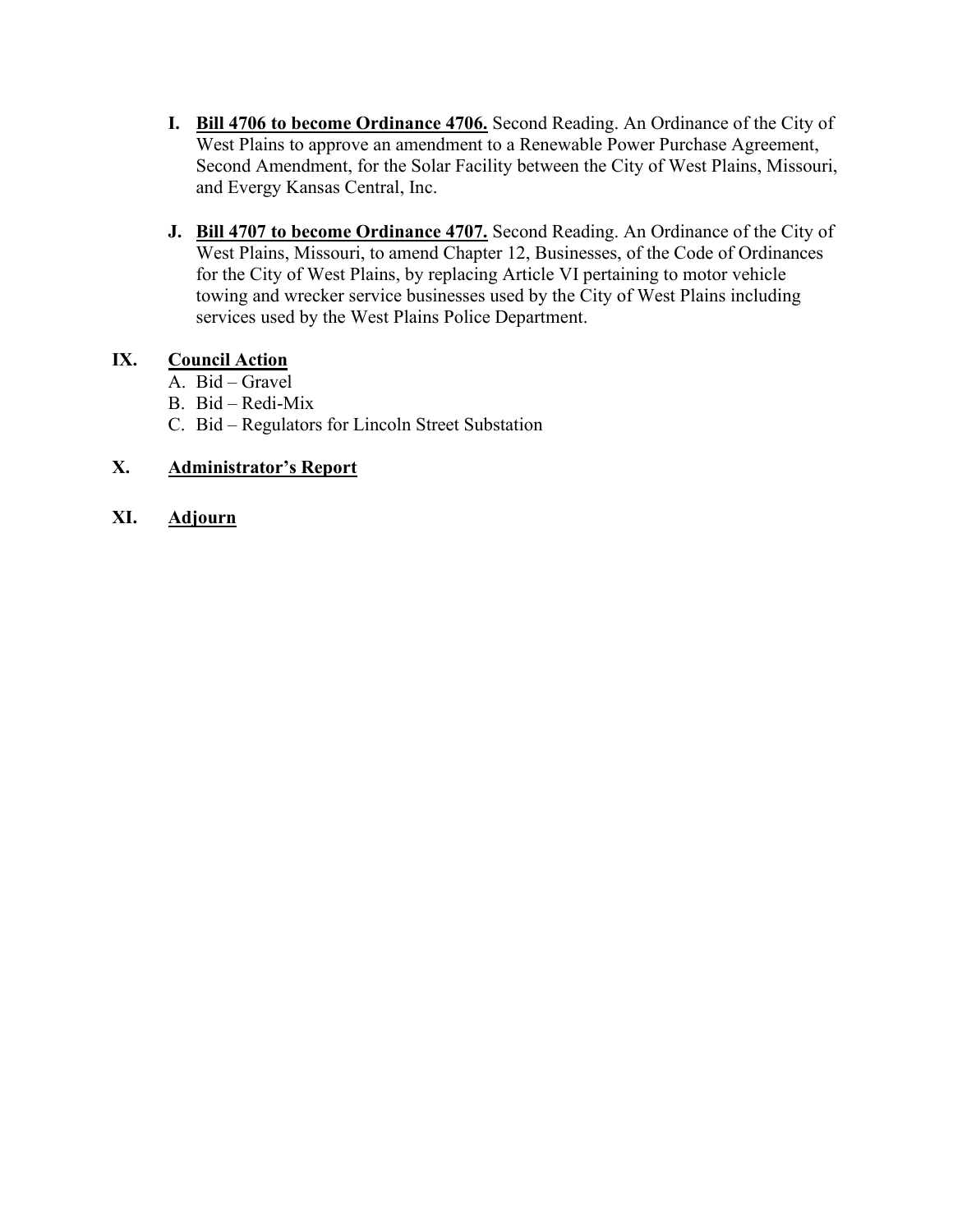I. **<u>Bill 4706 to become Ordinance 4706.</u>** Second Reading. An Ordinance of the City of West Plains to approve an amendment to a Renewable Power Purchase Agreement, Second Amendment, for the Solar Facility between the City of West Plains, Missouri, and Evergy Kansas Central, Inc.

J. **<u>Bill 4707 to become Ordinance 4707.</u>** Second Reading. An Ordinance of the City of West Plains, Missouri, to amend Chapter 12, Businesses, of the Code of Ordinances for the City of West Plains, by replacing Article VI pertaining to motor vehicle towing and wrecker service businesses used by the City of West Plains including services used by the West Plains Police Department.

## IX. <u>Council Action</u>

A. Bid – Gravel
B. Bid – Redi-Mix
C. Bid – Regulators for Lincoln Street Substation

## X. <u>Administrator's Report</u>

## XI. <u>Adjourn</u>